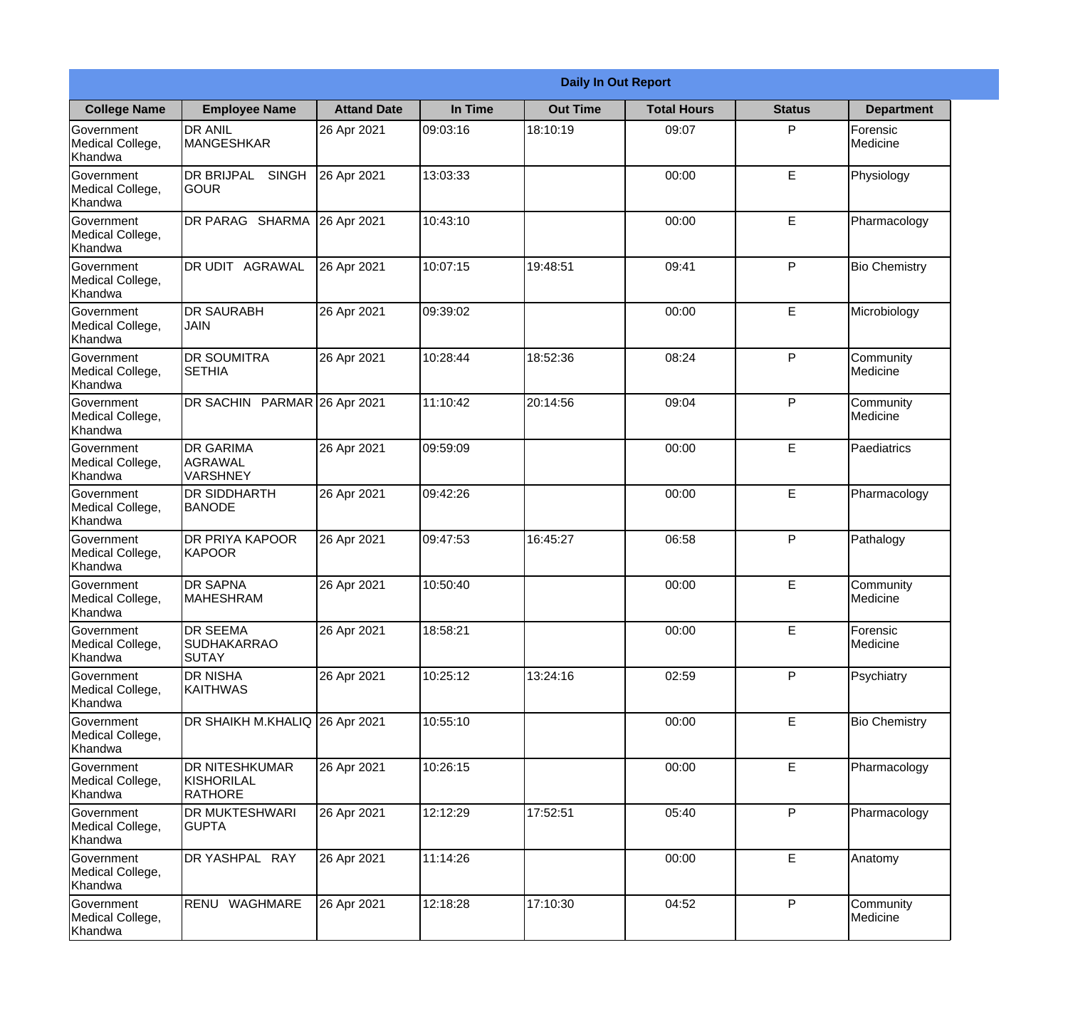# Daily In Out Report

| College Name | Employee Name | Attand Date | In Time | Out Time | Total Hours | Status | Department |
|---|---|---|---|---|---|---|---|
| Government Medical College, Khandwa | DR ANIL MANGESHKAR | 26 Apr 2021 | 09:03:16 | 18:10:19 | 09:07 | P | Forensic Medicine |
| Government Medical College, Khandwa | DR BRIJPAL SINGH GOUR | 26 Apr 2021 | 13:03:33 | | 00:00 | E | Physiology |
| Government Medical College, Khandwa | DR PARAG SHARMA | 26 Apr 2021 | 10:43:10 | | 00:00 | E | Pharmacology |
| Government Medical College, Khandwa | DR UDIT AGRAWAL | 26 Apr 2021 | 10:07:15 | 19:48:51 | 09:41 | P | Bio Chemistry |
| Government Medical College, Khandwa | DR SAURABH JAIN | 26 Apr 2021 | 09:39:02 | | 00:00 | E | Microbiology |
| Government Medical College, Khandwa | DR SOUMITRA SETHIA | 26 Apr 2021 | 10:28:44 | 18:52:36 | 08:24 | P | Community Medicine |
| Government Medical College, Khandwa | DR SACHIN PARMAR | 26 Apr 2021 | 11:10:42 | 20:14:56 | 09:04 | P | Community Medicine |
| Government Medical College, Khandwa | DR GARIMA AGRAWAL VARSHNEY | 26 Apr 2021 | 09:59:09 | | 00:00 | E | Paediatrics |
| Government Medical College, Khandwa | DR SIDDHARTH BANODE | 26 Apr 2021 | 09:42:26 | | 00:00 | E | Pharmacology |
| Government Medical College, Khandwa | DR PRIYA KAPOOR KAPOOR | 26 Apr 2021 | 09:47:53 | 16:45:27 | 06:58 | P | Pathalogy |
| Government Medical College, Khandwa | DR SAPNA MAHESHRAM | 26 Apr 2021 | 10:50:40 | | 00:00 | E | Community Medicine |
| Government Medical College, Khandwa | DR SEEMA SUDHAKARRAO SUTAY | 26 Apr 2021 | 18:58:21 | | 00:00 | E | Forensic Medicine |
| Government Medical College, Khandwa | DR NISHA KAITHWAS | 26 Apr 2021 | 10:25:12 | 13:24:16 | 02:59 | P | Psychiatry |
| Government Medical College, Khandwa | DR SHAIKH M.KHALIQ | 26 Apr 2021 | 10:55:10 | | 00:00 | E | Bio Chemistry |
| Government Medical College, Khandwa | DR NITESHKUMAR KISHORILAL RATHORE | 26 Apr 2021 | 10:26:15 | | 00:00 | E | Pharmacology |
| Government Medical College, Khandwa | DR MUKTESHWARI GUPTA | 26 Apr 2021 | 12:12:29 | 17:52:51 | 05:40 | P | Pharmacology |
| Government Medical College, Khandwa | DR YASHPAL RAY | 26 Apr 2021 | 11:14:26 | | 00:00 | E | Anatomy |
| Government Medical College, Khandwa | RENU WAGHMARE | 26 Apr 2021 | 12:18:28 | 17:10:30 | 04:52 | P | Community Medicine |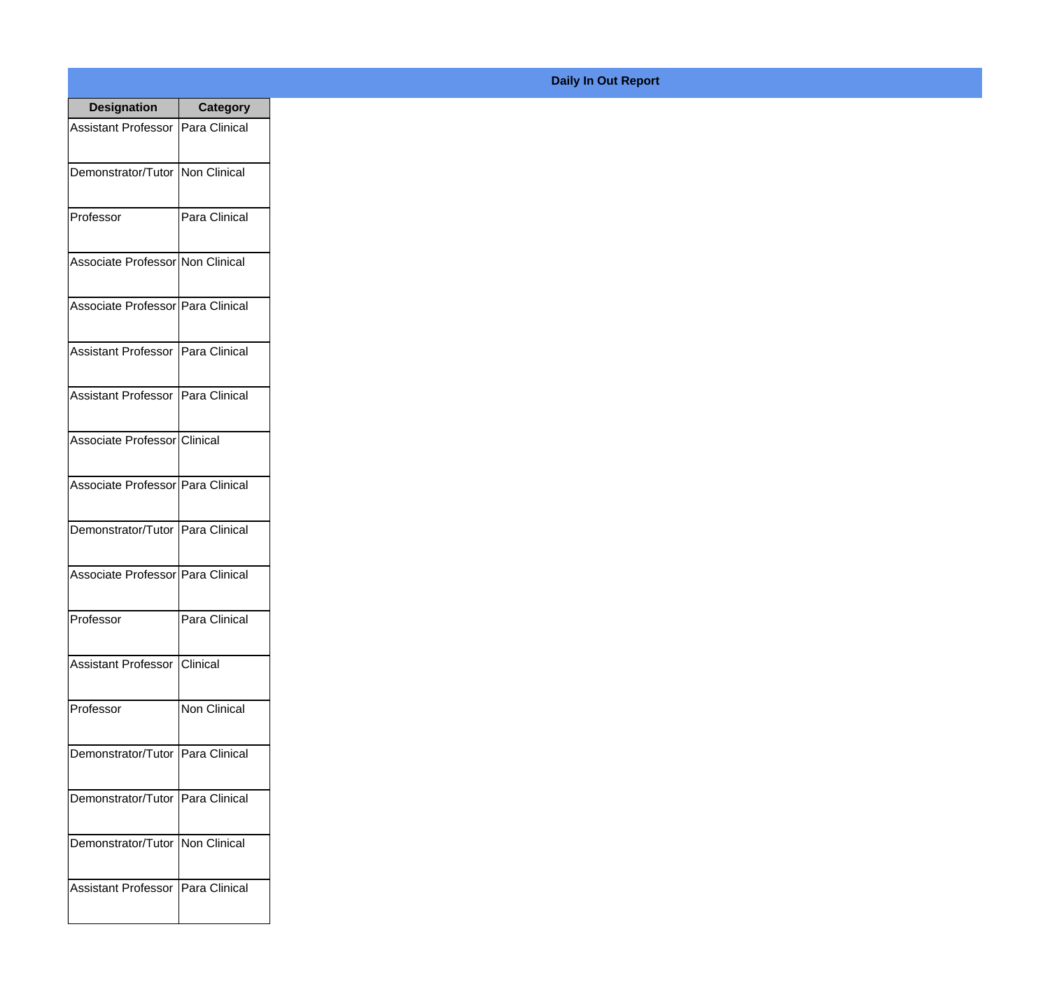**Daily In Out Report**

| Designation | Category |
| --- | --- |
| Assistant Professor | Para Clinical |
| Demonstrator/Tutor | Non Clinical |
| Professor | Para Clinical |
| Associate Professor | Non Clinical |
| Associate Professor | Para Clinical |
| Assistant Professor | Para Clinical |
| Assistant Professor | Para Clinical |
| Associate Professor | Clinical |
| Associate Professor | Para Clinical |
| Demonstrator/Tutor | Para Clinical |
| Associate Professor | Para Clinical |
| Professor | Para Clinical |
| Assistant Professor | Clinical |
| Professor | Non Clinical |
| Demonstrator/Tutor | Para Clinical |
| Demonstrator/Tutor | Para Clinical |
| Demonstrator/Tutor | Non Clinical |
| Assistant Professor | Para Clinical |